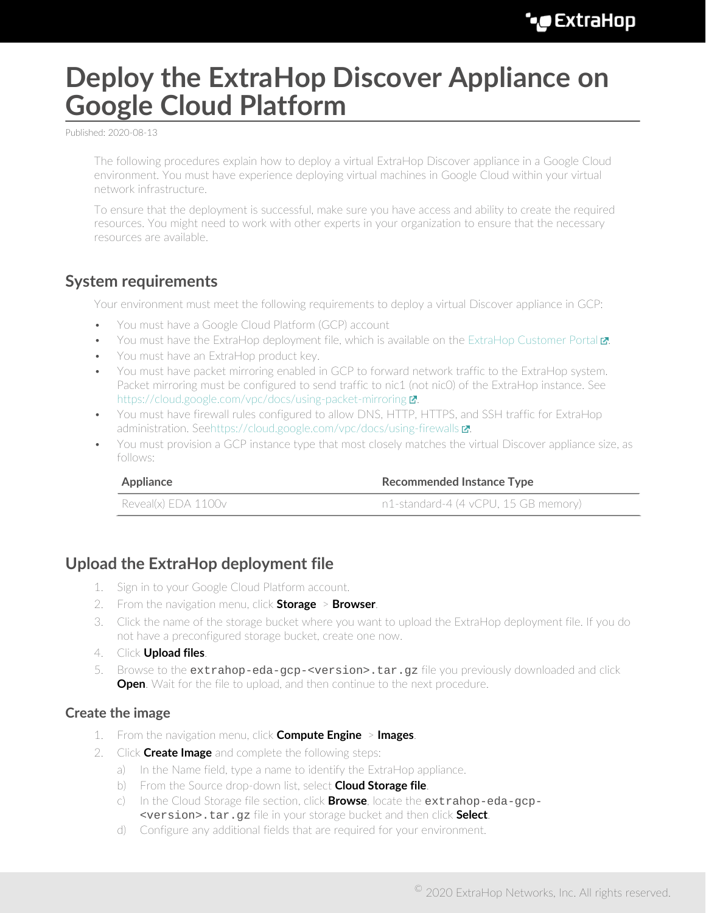# Deploy the ExtraHop Discover Appliance on Google Cloud Platform

Published: 2020-08-13

The following procedures explain how to deploy a virtual ExtraHop Discover appliance in a Google Cloud environment. You must have experience deploying virtual machines in Google Cloud within your virtual network infrastructure.

To ensure that the deployment is successful, make sure you have access and ability to create the required resources. You might need to work with other experts in your organization to ensure that the necessary resources are available.

## System requirements

Your environment must meet the following requirements to deploy a virtual Discover appliance in GCP:

- You must have a Google Cloud Platform (GCP) account
- You must have the ExtraHop deployment file, which is available on the ExtraHop Customer Portal.
- You must have an ExtraHop product key.
- You must have packet mirroring enabled in GCP to forward network traffic to the ExtraHop system. Packet mirroring must be configured to send traffic to nic1 (not nic0) of the ExtraHop instance. See https://cloud.google.com/vpc/docs/using-packet-mirroring.
- You must have firewall rules configured to allow DNS, HTTP, HTTPS, and SSH traffic for ExtraHop administration. See https://cloud.google.com/vpc/docs/using-firewalls.
- You must provision a GCP instance type that most closely matches the virtual Discover appliance size, as follows:

| Appliance | Recommended Instance Type |
| --- | --- |
| Reveal(x) EDA 1100v | n1-standard-4 (4 vCPU, 15 GB memory) |

## Upload the ExtraHop deployment file

1. Sign in to your Google Cloud Platform account.
2. From the navigation menu, click **Storage** > **Browser**.
3. Click the name of the storage bucket where you want to upload the ExtraHop deployment file. If you do not have a preconfigured storage bucket, create one now.
4. Click **Upload files**.
5. Browse to the `extrahop-eda-gcp-<version>.tar.gz` file you previously downloaded and click **Open**. Wait for the file to upload, and then continue to the next procedure.

### Create the image

1. From the navigation menu, click **Compute Engine** > **Images**.
2. Click **Create Image** and complete the following steps:
   a) In the Name field, type a name to identify the ExtraHop appliance.
   b) From the Source drop-down list, select **Cloud Storage file**.
   c) In the Cloud Storage file section, click **Browse**, locate the `extrahop-eda-gcp-<version>.tar.gz` file in your storage bucket and then click **Select**.
   d) Configure any additional fields that are required for your environment.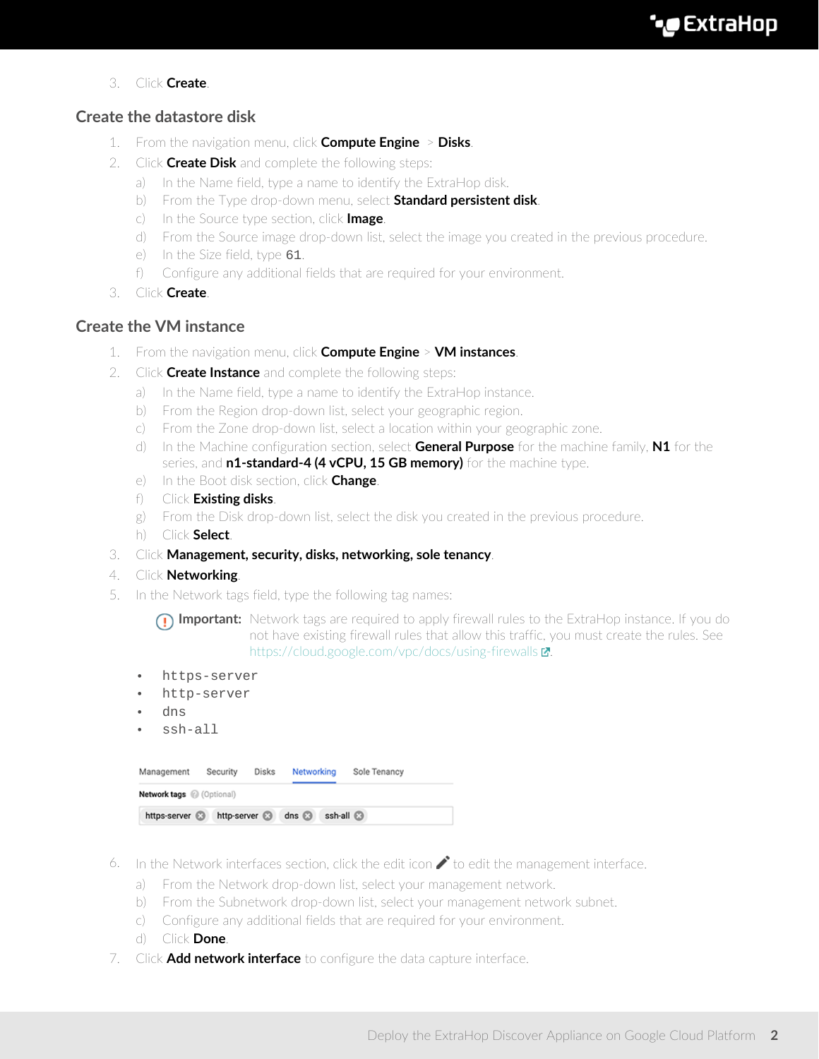3. Click **Create**.

## Create the datastore disk

1. From the navigation menu, click **Compute Engine** > **Disks**.
2. Click **Create Disk** and complete the following steps:
   a) In the Name field, type a name to identify the ExtraHop disk.
   b) From the Type drop-down menu, select **Standard persistent disk**.
   c) In the Source type section, click **Image**.
   d) From the Source image drop-down list, select the image you created in the previous procedure.
   e) In the Size field, type `61`.
   f) Configure any additional fields that are required for your environment.
3. Click **Create**.

## Create the VM instance

1. From the navigation menu, click **Compute Engine** > **VM instances**.
2. Click **Create Instance** and complete the following steps:
   a) In the Name field, type a name to identify the ExtraHop instance.
   b) From the Region drop-down list, select your geographic region.
   c) From the Zone drop-down list, select a location within your geographic zone.
   d) In the Machine configuration section, select **General Purpose** for the machine family, **N1** for the series, and **n1-standard-4 (4 vCPU, 15 GB memory)** for the machine type.
   e) In the Boot disk section, click **Change**.
   f) Click **Existing disks**.
   g) From the Disk drop-down list, select the disk you created in the previous procedure.
   h) Click **Select**.
3. Click **Management, security, disks, networking, sole tenancy**.
4. Click **Networking**.
5. In the Network tags field, type the following tag names:

   **Important:** Network tags are required to apply firewall rules to the ExtraHop instance. If you do not have existing firewall rules that allow this traffic, you must create the rules. See https://cloud.google.com/vpc/docs/using-firewalls.

   - `https-server`
   - `http-server`
   - `dns`
   - `ssh-all`

6. In the Network interfaces section, click the edit icon to edit the management interface.
   a) From the Network drop-down list, select your management network.
   b) From the Subnetwork drop-down list, select your management network subnet.
   c) Configure any additional fields that are required for your environment.
   d) Click **Done**.
7. Click **Add network interface** to configure the data capture interface.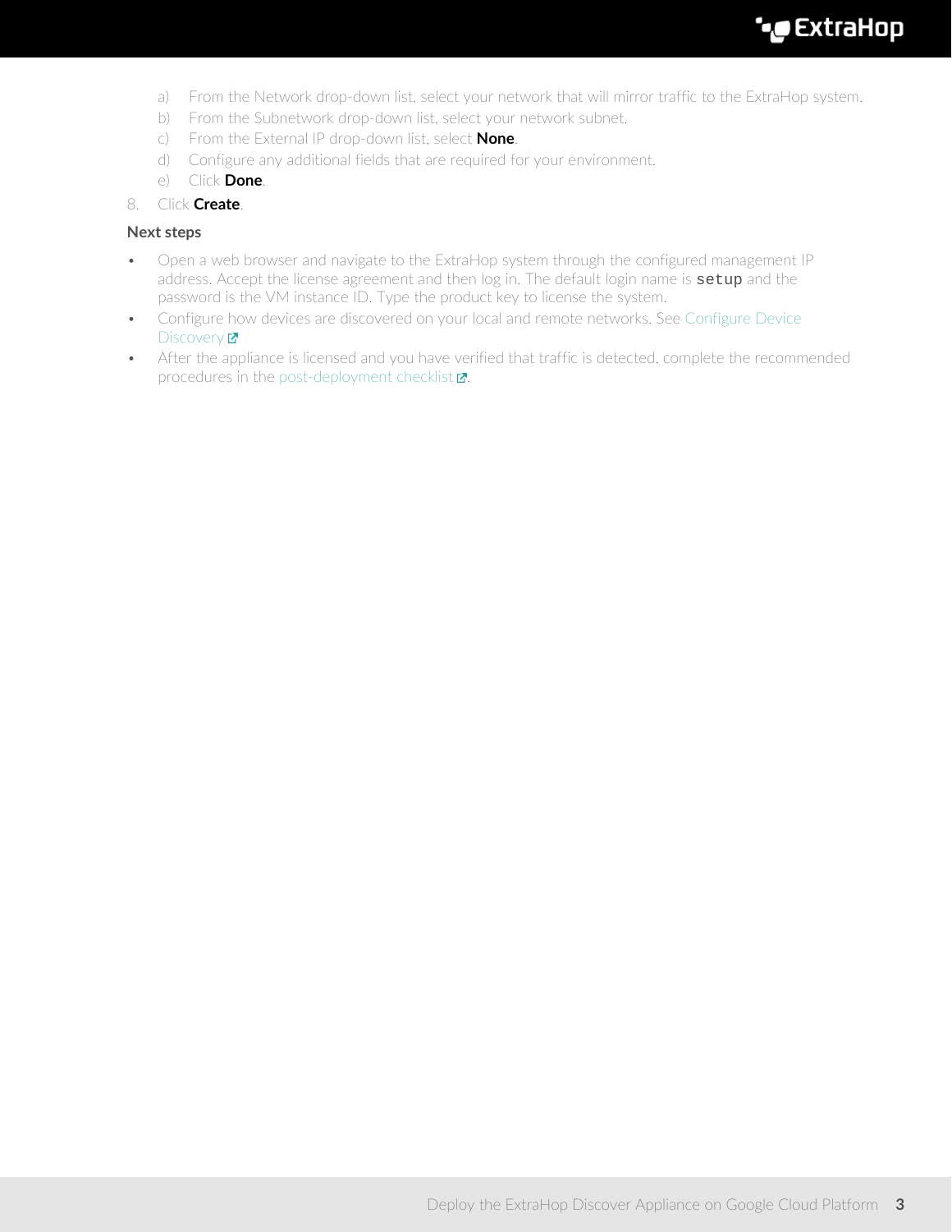a) From the Network drop-down list, select your network that will mirror traffic to the ExtraHop system.
   b) From the Subnetwork drop-down list, select your network subnet.
   c) From the External IP drop-down list, select **None**.
   d) Configure any additional fields that are required for your environment.
   e) Click **Done**.

8. Click **Create**.

**Next steps**

- Open a web browser and navigate to the ExtraHop system through the configured management IP address. Accept the license agreement and then log in. The default login name is `setup` and the password is the VM instance ID. Type the product key to license the system.
- Configure how devices are discovered on your local and remote networks. See Configure Device Discovery
- After the appliance is licensed and you have verified that traffic is detected, complete the recommended procedures in the post-deployment checklist.